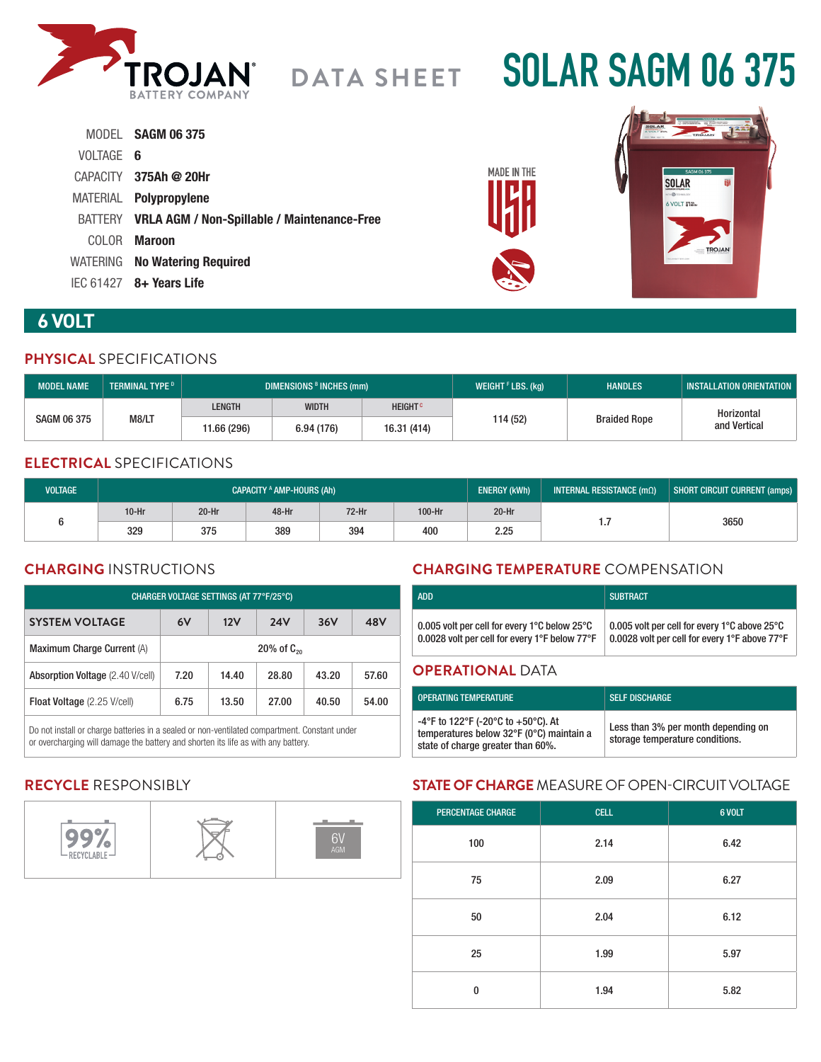# TROJAN BATTERY COMPANY — DATA SHEET

# SOLAR SAGM 06 375

| | |
|---|---|
| MODEL | **SAGM 06 375** |
| VOLTAGE | **6** |
| CAPACITY | **375Ah @ 20Hr** |
| MATERIAL | **Polypropylene** |
| BATTERY | **VRLA AGM / Non-Spillable / Maintenance-Free** |
| COLOR | **Maroon** |
| WATERING | **No Watering Required** |
| IEC 61427 | **8+ Years Life** |

MADE IN THE USA

## 6 VOLT

### PHYSICAL SPECIFICATIONS

| MODEL NAME | TERMINAL TYPE [D] | DIMENSIONS [B] INCHES (mm) | | | WEIGHT [F] LBS. (kg) | HANDLES | INSTALLATION ORIENTATION |
|---|---|---|---|---|---|---|---|
| | | LENGTH | WIDTH | HEIGHT [C] | | | |
| SAGM 06 375 | M8/LT | 11.66 (296) | 6.94 (176) | 16.31 (414) | 114 (52) | Braided Rope | Horizontal and Vertical |

### ELECTRICAL SPECIFICATIONS

| VOLTAGE | CAPACITY [A] AMP-HOURS (Ah) | | | | | ENERGY (kWh) | INTERNAL RESISTANCE (mΩ) | SHORT CIRCUIT CURRENT (amps) |
|---|---|---|---|---|---|---|---|---|
| | 10-Hr | 20-Hr | 48-Hr | 72-Hr | 100-Hr | 20-Hr | | |
| 6 | 329 | 375 | 389 | 394 | 400 | 2.25 | 1.7 | 3650 |

### CHARGING INSTRUCTIONS

| CHARGER VOLTAGE SETTINGS (AT 77°F/25°C) | | | | | |
|---|---|---|---|---|---|
| SYSTEM VOLTAGE | 6V | 12V | 24V | 36V | 48V |
| Maximum Charge Current (A) | 20% of $C_{20}$ | | | | |
| Absorption Voltage (2.40 V/cell) | 7.20 | 14.40 | 28.80 | 43.20 | 57.60 |
| Float Voltage (2.25 V/cell) | 6.75 | 13.50 | 27.00 | 40.50 | 54.00 |

Do not install or charge batteries in a sealed or non-ventilated compartment. Constant under or overcharging will damage the battery and shorten its life as with any battery.

### CHARGING TEMPERATURE COMPENSATION

| ADD | SUBTRACT |
|---|---|
| 0.005 volt per cell for every 1°C below 25°C<br>0.0028 volt per cell for every 1°F below 77°F | 0.005 volt per cell for every 1°C above 25°C<br>0.0028 volt per cell for every 1°F above 77°F |

### OPERATIONAL DATA

| OPERATING TEMPERATURE | SELF DISCHARGE |
|---|---|
| -4°F to 122°F (-20°C to +50°C). At temperatures below 32°F (0°C) maintain a state of charge greater than 60%. | Less than 3% per month depending on storage temperature conditions. |

### RECYCLE RESPONSIBLY

99% RECYCLABLE | 6V AGM

### STATE OF CHARGE MEASURE OF OPEN-CIRCUIT VOLTAGE

| PERCENTAGE CHARGE | CELL | 6 VOLT |
|---|---|---|
| 100 | 2.14 | 6.42 |
| 75 | 2.09 | 6.27 |
| 50 | 2.04 | 6.12 |
| 25 | 1.99 | 5.97 |
| 0 | 1.94 | 5.82 |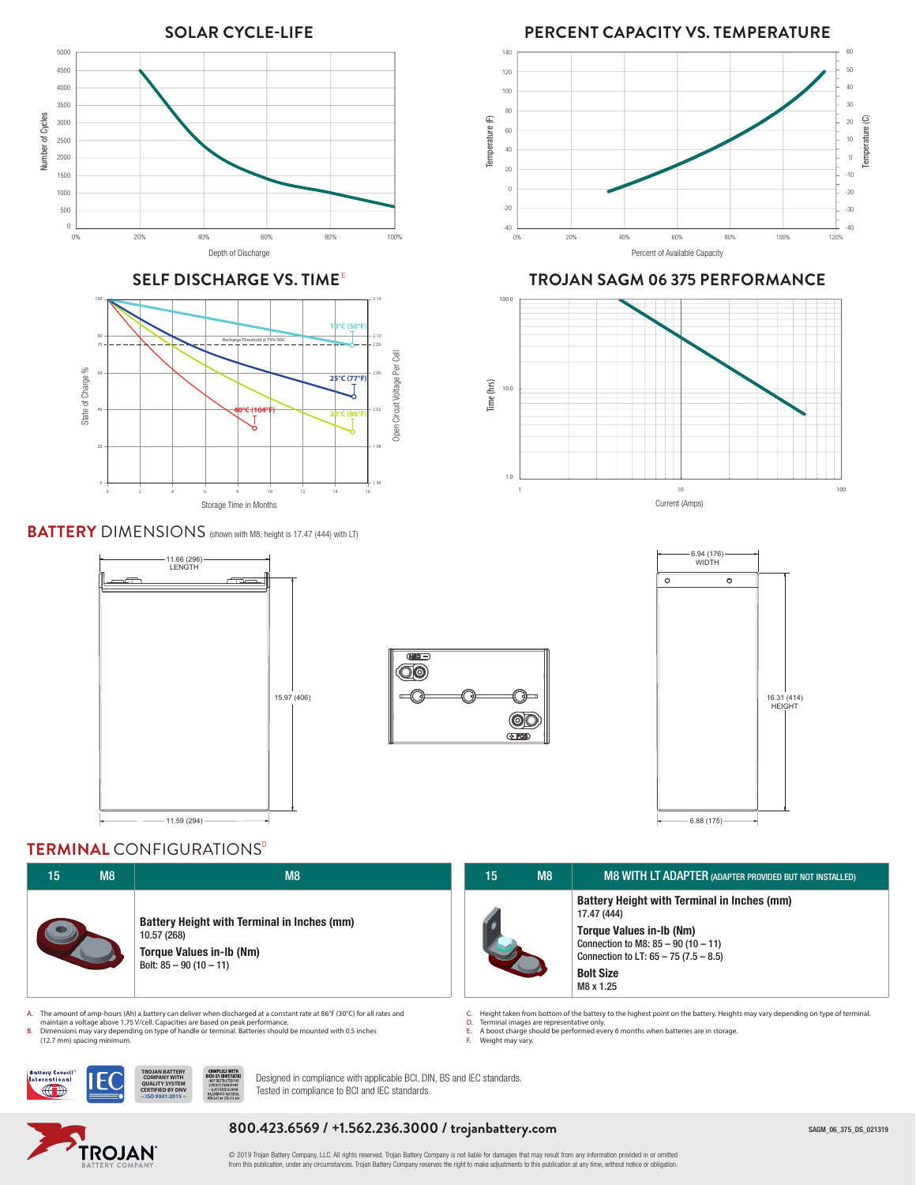## SOLAR CYCLE-LIFE

Number of Cycles

5000
4500
4000
3500
3000
2500
2000
1500
1000
500
0

0% 20% 40% 60% 80% 100%

Depth of Discharge

## PERCENT CAPACITY VS. TEMPERATURE

Temperature (F)

140
120
100
80
60
40
20
0
-20
-40

Temperature (C)

60
50
40
30
20
10
0
-10
-20
-30
-40

0% 20% 40% 60% 80% 100% 120%

Percent of Available Capacity

## SELF DISCHARGE VS. TIME[E]

State of Charge %

100
80
75
60
40
20
0

Open Circuit Voltage Per Cell

2.14
2.10
2.09
2.06
2.02
1.98
1.94

Recharge Threshold @ 75% SOC

10°C (50°F)

25°C (77°F)

30°C (86°F)

40°C (104°F)

0 2 4 6 8 10 12 14 16

Storage Time in Months

## TROJAN SAGM 06 375 PERFORMANCE

Time (hrs)

100.0
10.0
1.0

1 10 100

Current (Amps)

## BATTERY DIMENSIONS (shown with M8, height is 17.47 (444) with LT)

11.66 (296) LENGTH

15.97 (406)

11.59 (294)

NEG

POS

6.94 (176) WIDTH

16.31 (414) HEIGHT

6.88 (175)

## TERMINAL CONFIGURATIONS[D]

| 15 | M8 | M8 |
|---|---|---|
| | | **Battery Height with Terminal in Inches (mm)**<br>10.57 (268)<br>**Torque Values in-lb (Nm)**<br>Bolt: 85 – 90 (10 – 11) |

| 15 | M8 | M8 WITH LT ADAPTER (ADAPTER PROVIDED BUT NOT INSTALLED) |
|---|---|---|
| | | **Battery Height with Terminal in Inches (mm)**<br>17.47 (444)<br>**Torque Values in-lb (Nm)**<br>Connection to M8: 85 – 90 (10 – 11)<br>Connection to LT: 65 – 75 (7.5 – 8.5)<br>**Bolt Size**<br>M8 x 1.25 |

A. The amount of amp-hours (Ah) a battery can deliver when discharged at a constant rate at 86°F (30°C) for all rates and maintain a voltage above 1.75 V/cell. Capacities are based on peak performance.
B. Dimensions may vary depending on type of handle or terminal. Batteries should be mounted with 0.5 inches (12.7 mm) spacing minimum.
C. Height taken from bottom of the battery to the highest point on the battery. Heights may vary depending on type of terminal.
D. Terminal images are representative only.
E. A boost charge should be performed every 6 months when batteries are in storage.
F. Weight may vary.

Battery Council International

IEC

TROJAN BATTERY COMPANY WITH QUALITY SYSTEM CERTIFIED BY DNV = ISO 9001:2015 =

COMPLIES WITH BCIS-21 (DOT/IATA) - NOT RESTRICTED FOR SURFACE TRANSPORT - CLASSIFIED AS NON-HAZARDOUS MATERIAL PER DOT-49 CFR 171.159

Designed in compliance with applicable BCI, DIN, BS and IEC standards.
Tested in compliance to BCI and IEC standards.

TROJAN BATTERY COMPANY

**800.423.6569 / +1.562.236.3000 / trojanbattery.com**

SAGM_06_375_DS_021319

© 2019 Trojan Battery Company, LLC. All rights reserved. Trojan Battery Company is not liable for damages that may result from any information provided in or omitted from this publication, under any circumstances. Trojan Battery Company reserves the right to make adjustments to this publication at any time, without notice or obligation.